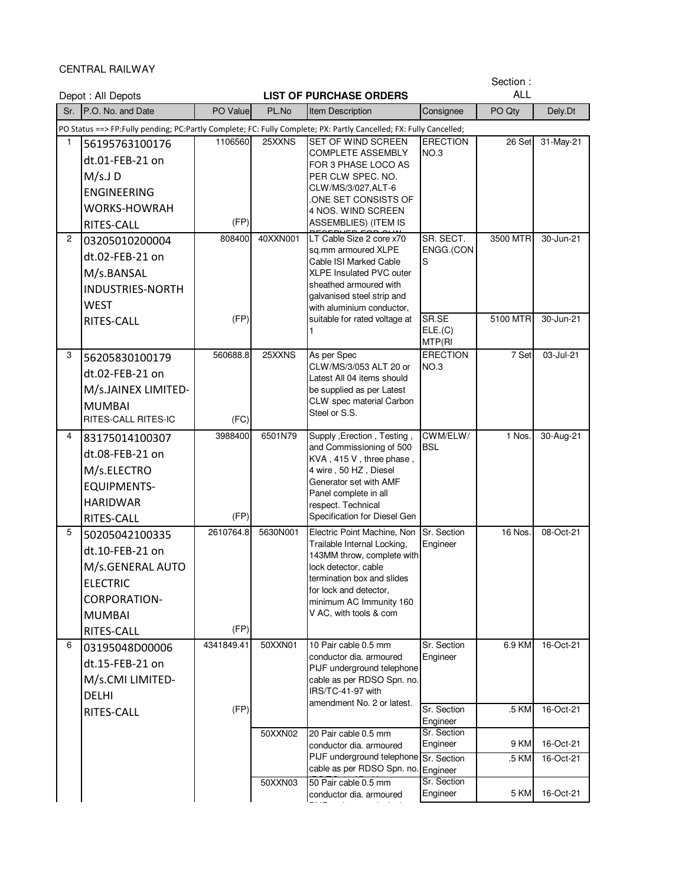CENTRAL RAILWAY

Depot : All Depots

**LIST OF PURCHASE ORDERS**

Section : ALL

| Sr. | P.O. No. and Date | PO Value | PL.No | Item Description | Consignee | PO Qty | Dely.Dt |
|---|---|---|---|---|---|---|---|
| PO Status ==> FP:Fully pending; PC:Partly Complete; FC: Fully Complete; PX: Partly Cancelled; FX: Fully Cancelled; | | | | | | | |
| 1 | 56195763100176 dt.01-FEB-21 on M/s.J D ENGINEERING WORKS-HOWRAH RITES-CALL | 1106560 (FP) | 25XXNS | SET OF WIND SCREEN COMPLETE ASSEMBLY FOR 3 PHASE LOCO AS PER CLW SPEC. NO. CLW/MS/3/027,ALT-6 .ONE SET CONSISTS OF 4 NOS. WIND SCREEN ASSEMBLIES) (ITEM IS | ERECTION NO.3 | 26 Set | 31-May-21 |
| 2 | 03205010200004 dt.02-FEB-21 on M/s.BANSAL INDUSTRIES-NORTH WEST RITES-CALL | 808400 (FP) | 40XXN001 | LT Cable Size 2 core x70 sq.mm armoured XLPE Cable ISI Marked Cable XLPE Insulated PVC outer sheathed armoured with galvanised steel strip and with aluminium conductor, suitable for rated voltage at 1 | SR. SECT. ENGG.(CONS | 3500 MTR | 30-Jun-21 |
| | | | | | SR.SE ELE.(C) MTP(RI | 5100 MTR | 30-Jun-21 |
| 3 | 56205830100179 dt.02-FEB-21 on M/s.JAINEX LIMITED-MUMBAI RITES-CALL RITES-IC | 560688.8 (FC) | 25XXNS | As per Spec CLW/MS/3/053 ALT 20 or Latest All 04 items should be supplied as per Latest CLW spec material Carbon Steel or S.S. | ERECTION NO.3 | 7 Set | 03-Jul-21 |
| 4 | 83175014100307 dt.08-FEB-21 on M/s.ELECTRO EQUIPMENTS-HARIDWAR RITES-CALL | 3988400 (FP) | 6501N79 | Supply ,Erection , Testing , and Commissioning of 500 KVA , 415 V , three phase , 4 wire , 50 HZ , Diesel Generator set with AMF Panel complete in all respect. Technical Specification for Diesel Gen | CWM/ELW/BSL | 1 Nos. | 30-Aug-21 |
| 5 | 50205042100335 dt.10-FEB-21 on M/s.GENERAL AUTO ELECTRIC CORPORATION-MUMBAI RITES-CALL | 2610764.8 (FP) | 5630N001 | Electric Point Machine, Non Trailable Internal Locking, 143MM throw, complete with lock detector, cable termination box and slides for lock and detector, minimum AC Immunity 160 V AC, with tools & com | Sr. Section Engineer | 16 Nos. | 08-Oct-21 |
| 6 | 03195048D00006 dt.15-FEB-21 on M/s.CMI LIMITED-DELHI RITES-CALL | 4341849.41 (FP) | 50XXN01 | 10 Pair cable 0.5 mm conductor dia. armoured PIJF underground telephone cable as per RDSO Spn. no. IRS/TC-41-97 with amendment No. 2 or latest. | Sr. Section Engineer | 6.9 KM | 16-Oct-21 |
| | | | | | Sr. Section Engineer | .5 KM | 16-Oct-21 |
| | | | 50XXN02 | 20 Pair cable 0.5 mm conductor dia. armoured PIJF underground telephone cable as per RDSO Spn. no. | Sr. Section Engineer | 9 KM | 16-Oct-21 |
| | | | | | Sr. Section Engineer | .5 KM | 16-Oct-21 |
| | | | 50XXN03 | 50 Pair cable 0.5 mm conductor dia. armoured | Sr. Section Engineer | 5 KM | 16-Oct-21 |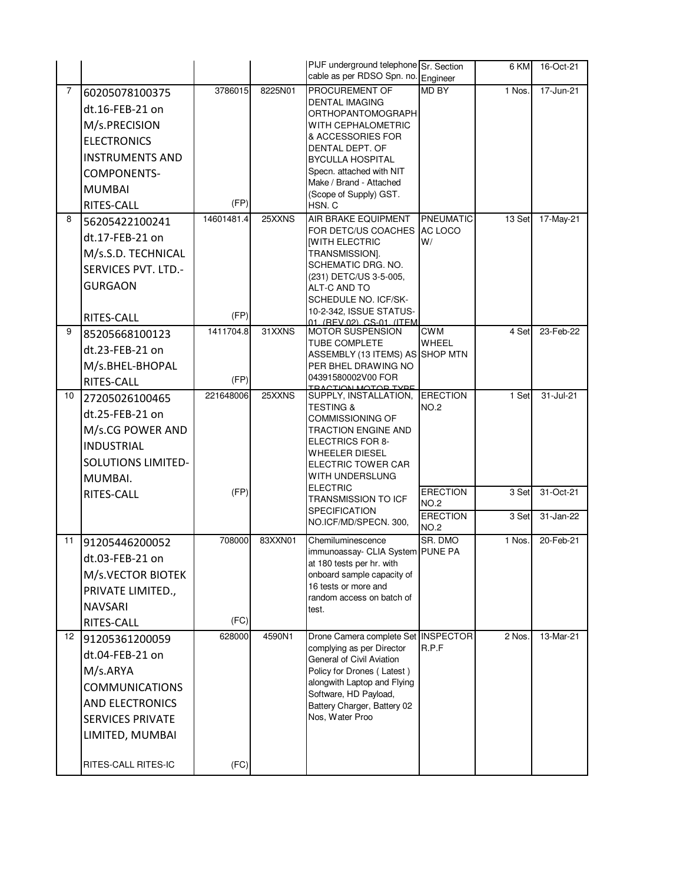| | | | | | | | |
|---|---|---|---|---|---|---|---|
| | | | | PIJF underground telephone cable as per RDSO Spn. no. | Sr. Section Engineer | 6 KM | 16-Oct-21 |
| 7 | 60205078100375 dt.16-FEB-21 on M/s.PRECISION ELECTRONICS INSTRUMENTS AND COMPONENTS-MUMBAI RITES-CALL | 3786015 (FP) | 8225N01 | PROCUREMENT OF DENTAL IMAGING ORTHOPANTOMOGRAPH WITH CEPHALOMETRIC & ACCESSORIES FOR DENTAL DEPT. OF BYCULLA HOSPITAL Specn. attached with NIT Make / Brand - Attached (Scope of Supply) GST. HSN. C | MD BY | 1 Nos. | 17-Jun-21 |
| 8 | 56205422100241 dt.17-FEB-21 on M/s.S.D. TECHNICAL SERVICES PVT. LTD.-GURGAON RITES-CALL | 14601481.4 (FP) | 25XXNS | AIR BRAKE EQUIPMENT FOR DETC/US COACHES [WITH ELECTRIC TRANSMISSION]. SCHEMATIC DRG. NO. (231) DETC/US 3-5-005, ALT-C AND TO SCHEDULE NO. ICF/SK-10-2-342, ISSUE STATUS-01, (REV.02), CS-01, (ITEM | PNEUMATIC AC LOCO W/ | 13 Set | 17-May-21 |
| 9 | 85205668100123 dt.23-FEB-21 on M/s.BHEL-BHOPAL RITES-CALL | 1411704.8 (FP) | 31XXNS | MOTOR SUSPENSION TUBE COMPLETE ASSEMBLY (13 ITEMS) AS PER BHEL DRAWING NO 04391580002V00 FOR TRACTION MOTOR TYPE | CWM WHEEL SHOP MTN | 4 Set | 23-Feb-22 |
| 10 | 27205026100465 dt.25-FEB-21 on M/s.CG POWER AND INDUSTRIAL SOLUTIONS LIMITED-MUMBAI. RITES-CALL | 221648006 (FP) | 25XXNS | SUPPLY, INSTALLATION, TESTING & COMMISSIONING OF TRACTION ENGINE AND ELECTRICS FOR 8-WHEELER DIESEL ELECTRIC TOWER CAR WITH UNDERSLUNG ELECTRIC TRANSMISSION TO ICF SPECIFICATION NO.ICF/MD/SPECN. 300, | ERECTION NO.2 | 1 Set | 31-Jul-21 |
| | | | | | ERECTION NO.2 | 3 Set | 31-Oct-21 |
| | | | | | ERECTION NO.2 | 3 Set | 31-Jan-22 |
| 11 | 91205446200052 dt.03-FEB-21 on M/s.VECTOR BIOTEK PRIVATE LIMITED., NAVSARI RITES-CALL | 708000 (FC) | 83XXN01 | Chemiluminescence immunoassay- CLIA System at 180 tests per hr. with onboard sample capacity of 16 tests or more and random access on batch of test. | SR. DMO PUNE PA | 1 Nos. | 20-Feb-21 |
| 12 | 91205361200059 dt.04-FEB-21 on M/s.ARYA COMMUNICATIONS AND ELECTRONICS SERVICES PRIVATE LIMITED, MUMBAI RITES-CALL RITES-IC | 628000 (FC) | 4590N1 | Drone Camera complete Set complying as per Director General of Civil Aviation Policy for Drones ( Latest ) alongwith Laptop and Flying Software, HD Payload, Battery Charger, Battery 02 Nos, Water Proo | INSPECTOR R.P.F | 2 Nos. | 13-Mar-21 |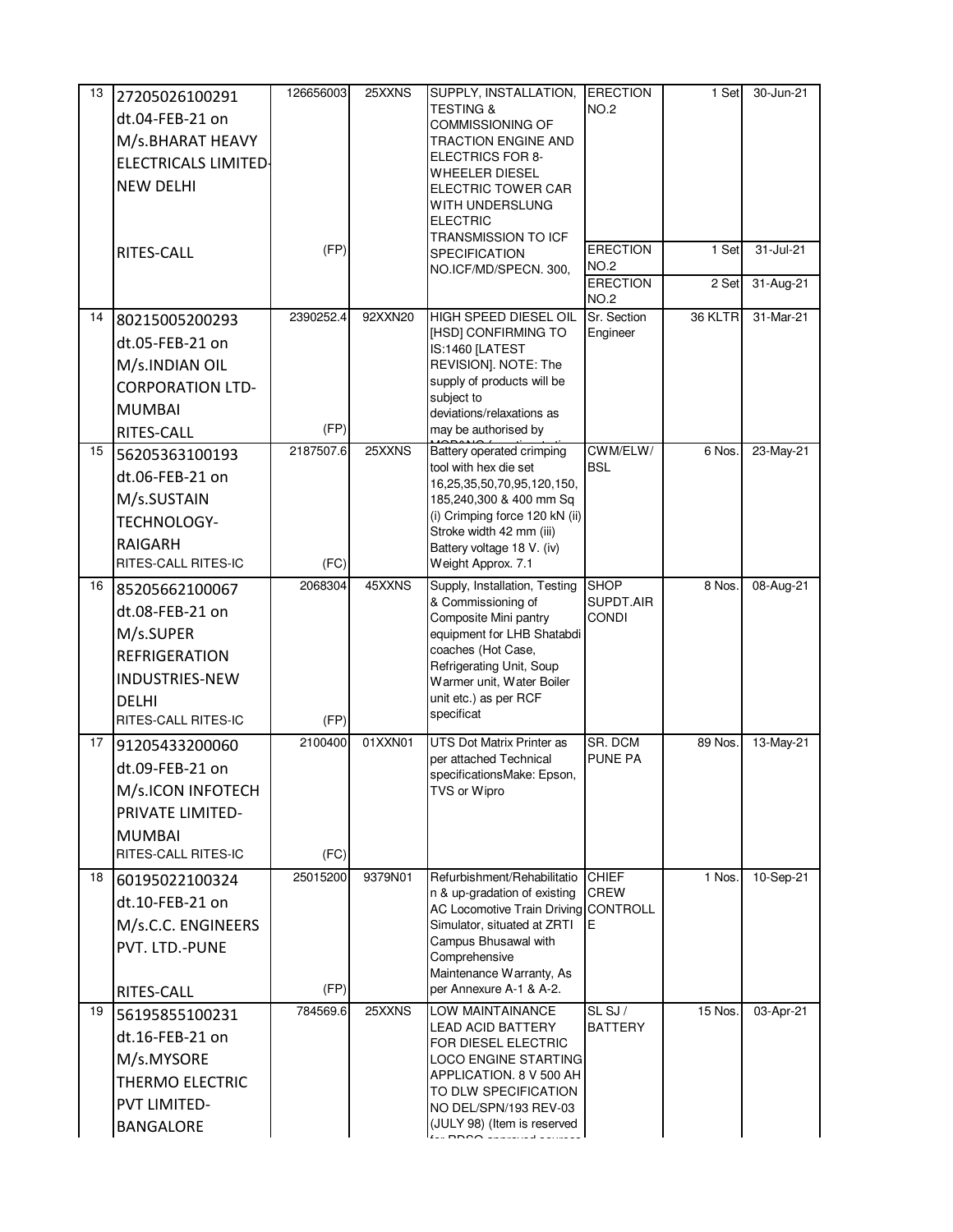| 13 | 27205026100291 dt.04-FEB-21 on M/s.BHARAT HEAVY ELECTRICALS LIMITED-NEW DELHI RITES-CALL | 126656003 (FP) | 25XXNS | SUPPLY, INSTALLATION, TESTING & COMMISSIONING OF TRACTION ENGINE AND ELECTRICS FOR 8-WHEELER DIESEL ELECTRIC TOWER CAR WITH UNDERSLUNG ELECTRIC TRANSMISSION TO ICF SPECIFICATION NO.ICF/MD/SPECN. 300, | ERECTION NO.2 | 1 Set | 30-Jun-21 |
|---|---|---|---|---|---|---|---|
| | | | | | ERECTION NO.2 | 1 Set | 31-Jul-21 |
| | | | | | ERECTION NO.2 | 2 Set | 31-Aug-21 |
| 14 | 80215005200293 dt.05-FEB-21 on M/s.INDIAN OIL CORPORATION LTD-MUMBAI RITES-CALL | 2390252.4 (FP) | 92XXN20 | HIGH SPEED DIESEL OIL [HSD] CONFIRMING TO IS:1460 [LATEST REVISION]. NOTE: The supply of products will be subject to deviations/relaxations as may be authorised by | Sr. Section Engineer | 36 KLTR | 31-Mar-21 |
| 15 | 56205363100193 dt.06-FEB-21 on M/s.SUSTAIN TECHNOLOGY-RAIGARH RITES-CALL RITES-IC | 2187507.6 (FC) | 25XXNS | Battery operated crimping tool with hex die set 16,25,35,50,70,95,120,150, 185,240,300 & 400 mm Sq (i) Crimping force 120 kN (ii) Stroke width 42 mm (iii) Battery voltage 18 V. (iv) Weight Approx. 7.1 | CWM/ELW/ BSL | 6 Nos. | 23-May-21 |
| 16 | 85205662100067 dt.08-FEB-21 on M/s.SUPER REFRIGERATION INDUSTRIES-NEW DELHI RITES-CALL RITES-IC | 2068304 (FP) | 45XXNS | Supply, Installation, Testing & Commissioning of Composite Mini pantry equipment for LHB Shatabdi coaches (Hot Case, Refrigerating Unit, Soup Warmer unit, Water Boiler unit etc.) as per RCF specificat | SHOP SUPDT.AIR CONDI | 8 Nos. | 08-Aug-21 |
| 17 | 91205433200060 dt.09-FEB-21 on M/s.ICON INFOTECH PRIVATE LIMITED-MUMBAI RITES-CALL RITES-IC | 2100400 (FC) | 01XXN01 | UTS Dot Matrix Printer as per attached Technical specificationsMake: Epson, TVS or Wipro | SR. DCM PUNE PA | 89 Nos. | 13-May-21 |
| 18 | 60195022100324 dt.10-FEB-21 on M/s.C.C. ENGINEERS PVT. LTD.-PUNE RITES-CALL | 25015200 (FP) | 9379N01 | Refurbishment/Rehabilitation & up-gradation of existing AC Locomotive Train Driving Simulator, situated at ZRTI Campus Bhusawal with Comprehensive Maintenance Warranty, As per Annexure A-1 & A-2. | CHIEF CREW CONTROLLE | 1 Nos. | 10-Sep-21 |
| 19 | 56195855100231 dt.16-FEB-21 on M/s.MYSORE THERMO ELECTRIC PVT LIMITED-BANGALORE | 784569.6 | 25XXNS | LOW MAINTAINANCE LEAD ACID BATTERY FOR DIESEL ELECTRIC LOCO ENGINE STARTING APPLICATION. 8 V 500 AH TO DLW SPECIFICATION NO DEL/SPN/193 REV-03 (JULY 98) (Item is reserved | SL SJ / BATTERY | 15 Nos. | 03-Apr-21 |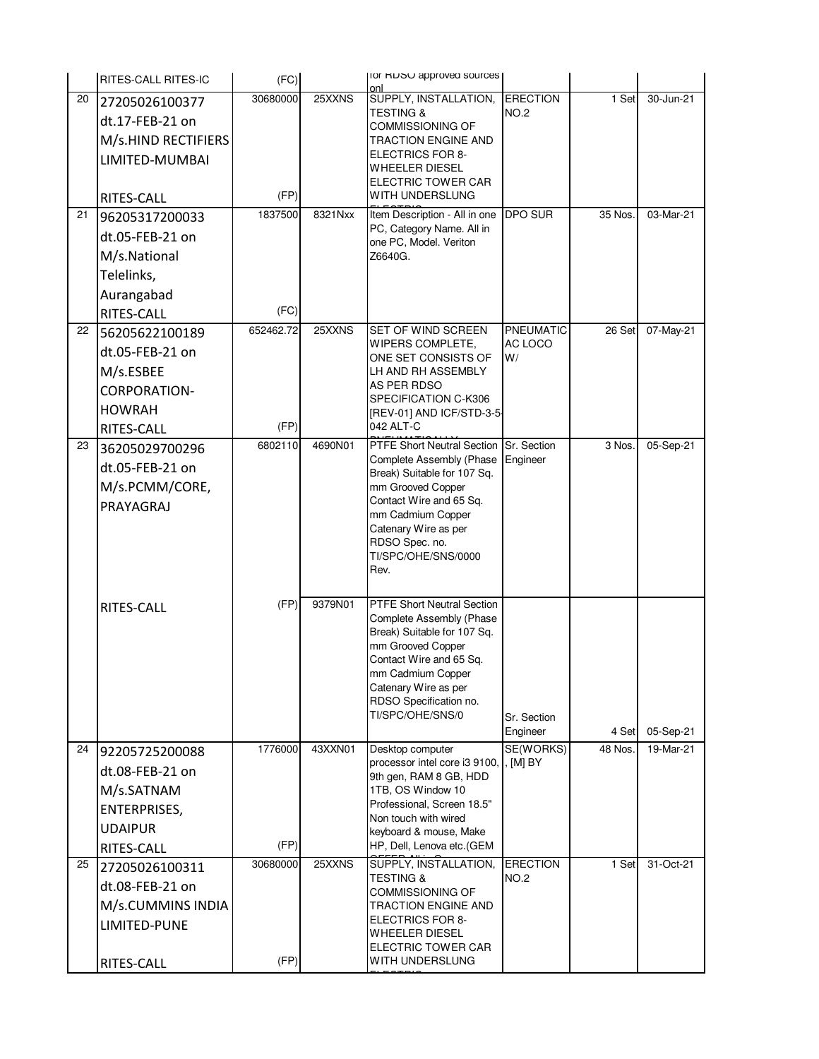|  | RITES-CALL RITES-IC | (FC) |  | for RDSO approved sources onl |  |  |  |
|---|---|---|---|---|---|---|---|
| 20 | 27205026100377 dt.17-FEB-21 on M/s.HIND RECTIFIERS LIMITED-MUMBAI RITES-CALL | 30680000 (FP) | 25XXNS | SUPPLY, INSTALLATION, TESTING & COMMISSIONING OF TRACTION ENGINE AND ELECTRICS FOR 8-WHEELER DIESEL ELECTRIC TOWER CAR WITH UNDERSLUNG ELECTRIC | ERECTION NO.2 | 1 Set | 30-Jun-21 |
| 21 | 96205317200033 dt.05-FEB-21 on M/s.National Telelinks, Aurangabad RITES-CALL | 1837500 (FC) | 8321Nxx | Item Description - All in one PC, Category Name. All in one PC, Model. Veriton Z6640G. | DPO SUR | 35 Nos. | 03-Mar-21 |
| 22 | 56205622100189 dt.05-FEB-21 on M/s.ESBEE CORPORATION-HOWRAH RITES-CALL | 652462.72 (FP) | 25XXNS | SET OF WIND SCREEN WIPERS COMPLETE, ONE SET CONSISTS OF LH AND RH ASSEMBLY AS PER RDSO SPECIFICATION C-K306 [REV-01] AND ICF/STD-3-5-042 ALT-C PNEUMATICALLY | PNEUMATIC AC LOCO W/ | 26 Set | 07-May-21 |
| 23 | 36205029700296 dt.05-FEB-21 on M/s.PCMM/CORE, PRAYAGRAJ | 6802110 | 4690N01 | PTFE Short Neutral Section Complete Assembly (Phase Break) Suitable for 107 Sq. mm Grooved Copper Contact Wire and 65 Sq. mm Cadmium Copper Catenary Wire as per RDSO Spec. no. TI/SPC/OHE/SNS/0000 Rev. | Sr. Section Engineer | 3 Nos. | 05-Sep-21 |
|  | RITES-CALL | (FP) | 9379N01 | PTFE Short Neutral Section Complete Assembly (Phase Break) Suitable for 107 Sq. mm Grooved Copper Contact Wire and 65 Sq. mm Cadmium Copper Catenary Wire as per RDSO Specification no. TI/SPC/OHE/SNS/0 | Sr. Section Engineer | 4 Set | 05-Sep-21 |
| 24 | 92205725200088 dt.08-FEB-21 on M/s.SATNAM ENTERPRISES, UDAIPUR RITES-CALL | 1776000 (FP) | 43XXN01 | Desktop computer processor intel core i3 9100, 9th gen, RAM 8 GB, HDD 1TB, OS Window 10 Professional, Screen 18.5" Non touch with wired keyboard & mouse, Make HP, Dell, Lenova etc.(GEM OFFER All in O | SE(WORKS), [M] BY | 48 Nos. | 19-Mar-21 |
| 25 | 27205026100311 dt.08-FEB-21 on M/s.CUMMINS INDIA LIMITED-PUNE RITES-CALL | 30680000 (FP) | 25XXNS | SUPPLY, INSTALLATION, TESTING & COMMISSIONING OF TRACTION ENGINE AND ELECTRICS FOR 8-WHEELER DIESEL ELECTRIC TOWER CAR WITH UNDERSLUNG ELECTRIC | ERECTION NO.2 | 1 Set | 31-Oct-21 |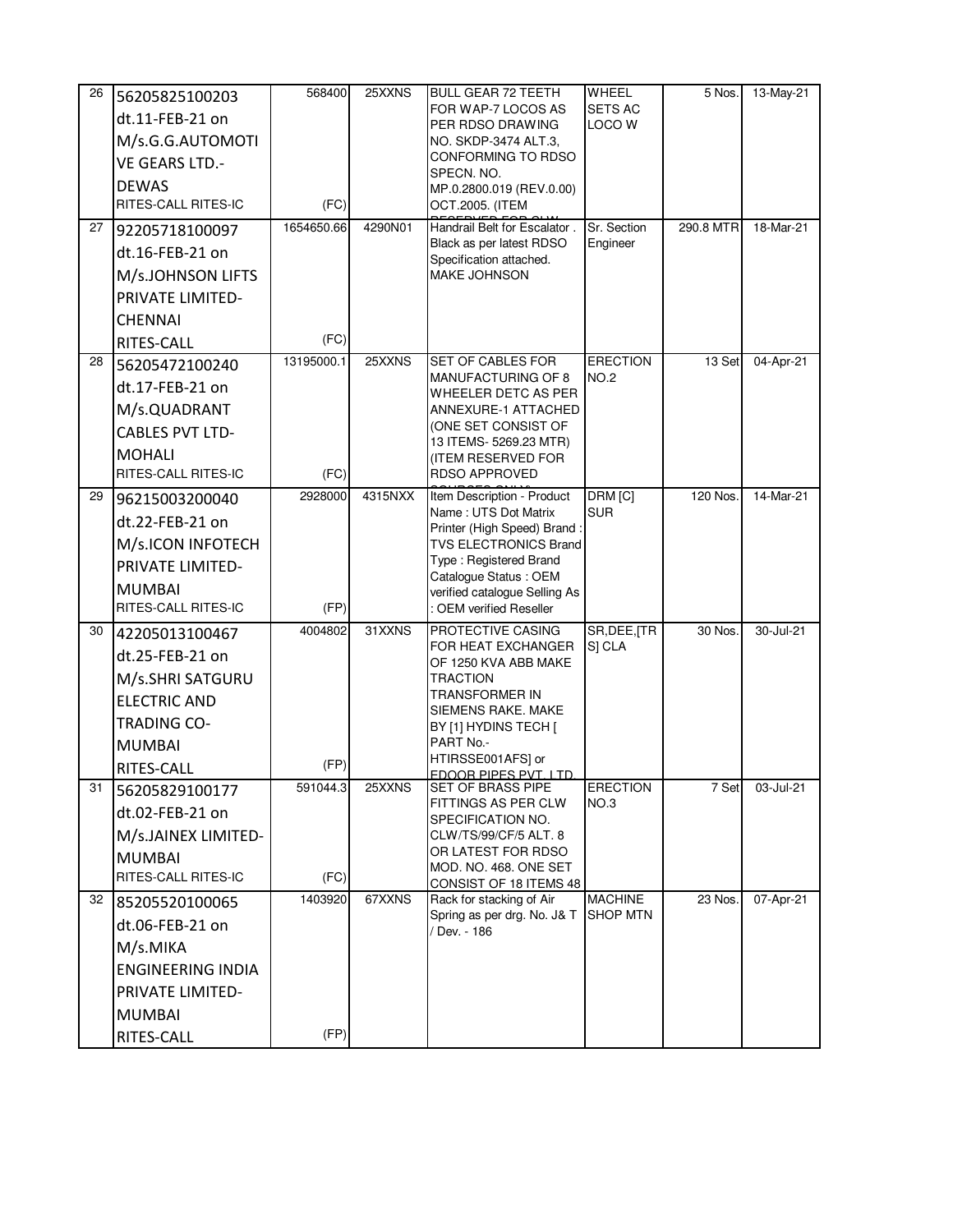| 26 | 56205825100203 dt.11-FEB-21 on M/s.G.G.AUTOMOTIVE GEARS LTD.-DEWAS RITES-CALL RITES-IC | 568400 (FC) | 25XXNS | BULL GEAR 72 TEETH FOR WAP-7 LOCOS AS PER RDSO DRAWING NO. SKDP-3474 ALT.3, CONFORMING TO RDSO SPECN. NO. MP.0.2800.019 (REV.0.00) OCT.2005. (ITEM RESERVED FOR CLW | WHEEL SETS AC LOCO W | 5 Nos. | 13-May-21 |
|---|---|---|---|---|---|---|---|
| 27 | 92205718100097 dt.16-FEB-21 on M/s.JOHNSON LIFTS PRIVATE LIMITED-CHENNAI RITES-CALL | 1654650.66 (FC) | 4290N01 | Handrail Belt for Escalator . Black as per latest RDSO Specification attached. MAKE JOHNSON | Sr. Section Engineer | 290.8 MTR | 18-Mar-21 |
| 28 | 56205472100240 dt.17-FEB-21 on M/s.QUADRANT CABLES PVT LTD-MOHALI RITES-CALL RITES-IC | 13195000.1 (FC) | 25XXNS | SET OF CABLES FOR MANUFACTURING OF 8 WHEELER DETC AS PER ANNEXURE-1 ATTACHED (ONE SET CONSIST OF 13 ITEMS- 5269.23 MTR) (ITEM RESERVED FOR RDSO APPROVED SOURCES ONLY | ERECTION NO.2 | 13 Set | 04-Apr-21 |
| 29 | 96215003200040 dt.22-FEB-21 on M/s.ICON INFOTECH PRIVATE LIMITED-MUMBAI RITES-CALL RITES-IC | 2928000 (FP) | 4315NXX | Item Description - Product Name : UTS Dot Matrix Printer (High Speed) Brand : TVS ELECTRONICS Brand Type : Registered Brand Catalogue Status : OEM verified catalogue Selling As : OEM verified Reseller | DRM [C] SUR | 120 Nos. | 14-Mar-21 |
| 30 | 42205013100467 dt.25-FEB-21 on M/s.SHRI SATGURU ELECTRIC AND TRADING CO-MUMBAI RITES-CALL | 4004802 (FP) | 31XXNS | PROTECTIVE CASING FOR HEAT EXCHANGER OF 1250 KVA ABB MAKE TRACTION TRANSFORMER IN SIEMENS RAKE. MAKE BY [1] HYDINS TECH [ PART No.- HTIRSSE001AFS] or EDOOR PIPES PVT. LTD | SR,DEE,[TRS] CLA | 30 Nos. | 30-Jul-21 |
| 31 | 56205829100177 dt.02-FEB-21 on M/s.JAINEX LIMITED-MUMBAI RITES-CALL RITES-IC | 591044.3 (FC) | 25XXNS | SET OF BRASS PIPE FITTINGS AS PER CLW SPECIFICATION NO. CLW/TS/99/CF/5 ALT. 8 OR LATEST FOR RDSO MOD. NO. 468. ONE SET CONSIST OF 18 ITEMS 48 | ERECTION NO.3 | 7 Set | 03-Jul-21 |
| 32 | 85205520100065 dt.06-FEB-21 on M/s.MIKA ENGINEERING INDIA PRIVATE LIMITED-MUMBAI RITES-CALL | 1403920 (FP) | 67XXNS | Rack for stacking of Air Spring as per drg. No. J& T / Dev. - 186 | MACHINE SHOP MTN | 23 Nos. | 07-Apr-21 |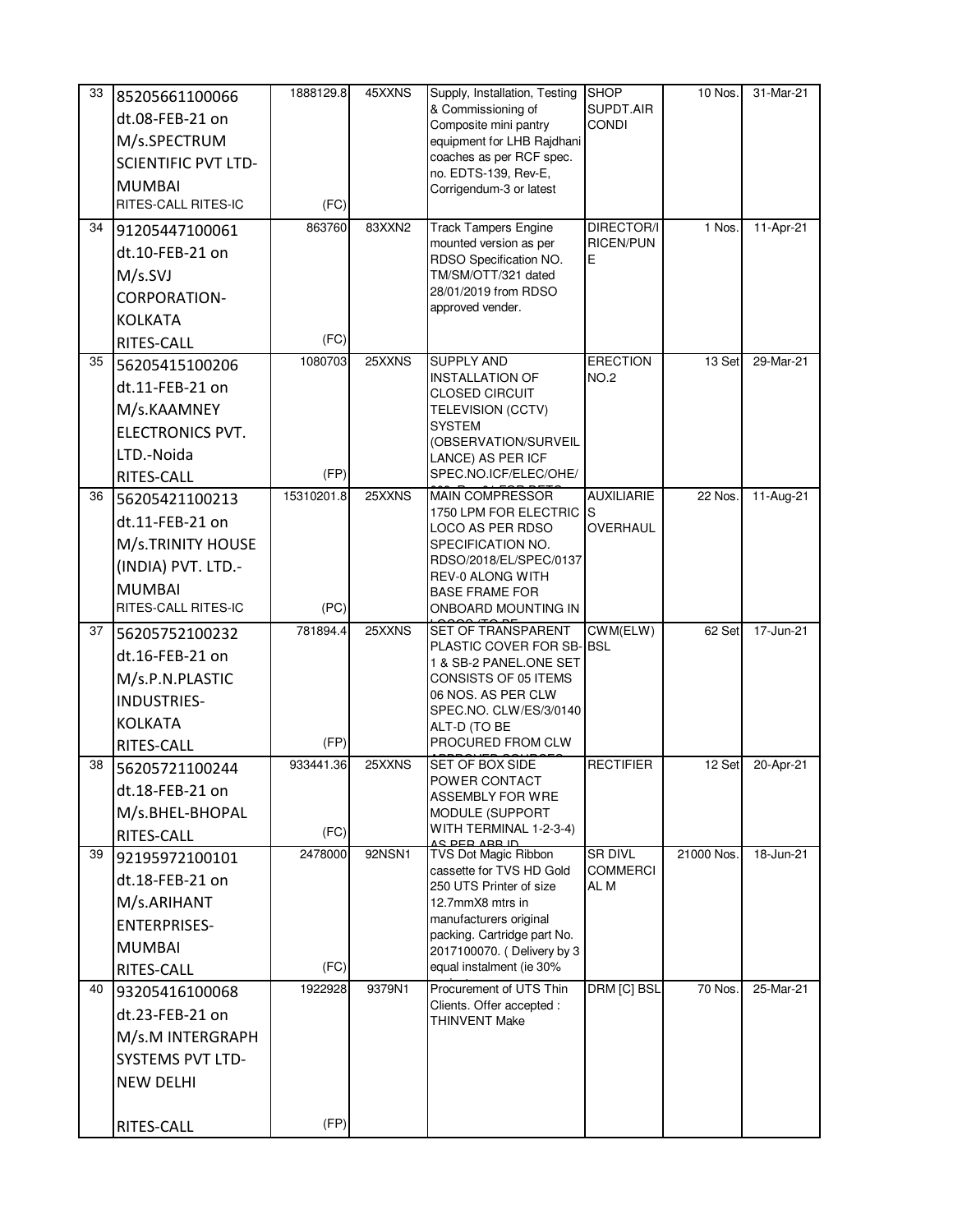| 33 | 85205661100066 dt.08-FEB-21 on M/s.SPECTRUM SCIENTIFIC PVT LTD-MUMBAI RITES-CALL RITES-IC | 1888129.8 (FC) | 45XXNS | Supply, Installation, Testing & Commissioning of Composite mini pantry equipment for LHB Rajdhani coaches as per RCF spec. no. EDTS-139, Rev-E, Corrigendum-3 or latest | SHOP SUPDT.AIR CONDI | 10 Nos. | 31-Mar-21 |
|---|---|---|---|---|---|---|---|
| 34 | 91205447100061 dt.10-FEB-21 on M/s.SVJ CORPORATION-KOLKATA RITES-CALL | 863760 (FC) | 83XXN2 | Track Tampers Engine mounted version as per RDSO Specification NO. TM/SM/OTT/321 dated 28/01/2019 from RDSO approved vender. | DIRECTOR/IRICEN/PUNE | 1 Nos. | 11-Apr-21 |
| 35 | 56205415100206 dt.11-FEB-21 on M/s.KAAMNEY ELECTRONICS PVT. LTD.-Noida RITES-CALL | 1080703 (FP) | 25XXNS | SUPPLY AND INSTALLATION OF CLOSED CIRCUIT TELEVISION (CCTV) SYSTEM (OBSERVATION/SURVEILLANCE) AS PER ICF SPEC.NO.ICF/ELEC/OHE/ | ERECTION NO.2 | 13 Set | 29-Mar-21 |
| 36 | 56205421100213 dt.11-FEB-21 on M/s.TRINITY HOUSE (INDIA) PVT. LTD.-MUMBAI RITES-CALL RITES-IC | 15310201.8 (PC) | 25XXNS | MAIN COMPRESSOR 1750 LPM FOR ELECTRIC LOCO AS PER RDSO SPECIFICATION NO. RDSO/2018/EL/SPEC/0137 REV-0 ALONG WITH BASE FRAME FOR ONBOARD MOUNTING IN | AUXILIARIES OVERHAUL | 22 Nos. | 11-Aug-21 |
| 37 | 56205752100232 dt.16-FEB-21 on M/s.P.N.PLASTIC INDUSTRIES-KOLKATA RITES-CALL | 781894.4 (FP) | 25XXNS | SET OF TRANSPARENT PLASTIC COVER FOR SB-1 & SB-2 PANEL.ONE SET CONSISTS OF 05 ITEMS 06 NOS. AS PER CLW SPEC.NO. CLW/ES/3/0140 ALT-D (TO BE PROCURED FROM CLW | CWM(ELW) BSL | 62 Set | 17-Jun-21 |
| 38 | 56205721100244 dt.18-FEB-21 on M/s.BHEL-BHOPAL RITES-CALL | 933441.36 (FC) | 25XXNS | SET OF BOX SIDE POWER CONTACT ASSEMBLY FOR WRE MODULE (SUPPORT WITH TERMINAL 1-2-3-4) | RECTIFIER | 12 Set | 20-Apr-21 |
| 39 | 92195972100101 dt.18-FEB-21 on M/s.ARIHANT ENTERPRISES-MUMBAI RITES-CALL | 2478000 (FC) | 92NSN1 | TVS Dot Magic Ribbon cassette for TVS HD Gold 250 UTS Printer of size 12.7mmX8 mtrs in manufacturers original packing. Cartridge part No. 2017100070. ( Delivery by 3 equal instalment (ie 30% | SR DIVL COMMERCIAL M | 21000 Nos. | 18-Jun-21 |
| 40 | 93205416100068 dt.23-FEB-21 on M/s.M INTERGRAPH SYSTEMS PVT LTD-NEW DELHI RITES-CALL | 1922928 (FP) | 9379N1 | Procurement of UTS Thin Clients. Offer accepted : THINVENT Make | DRM [C] BSL | 70 Nos. | 25-Mar-21 |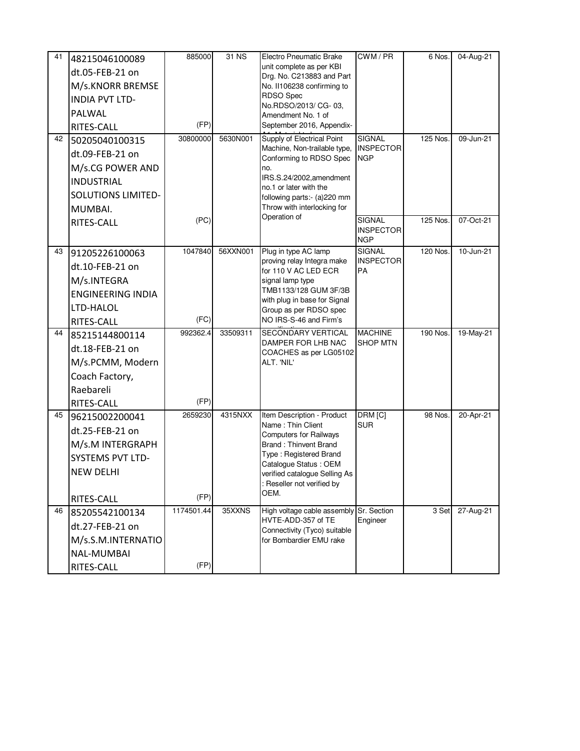| | | | | | | | |
|---|---|---|---|---|---|---|---|
| 41 | 48215046100089 dt.05-FEB-21 on M/s.KNORR BREMSE INDIA PVT LTD-PALWAL RITES-CALL | 885000 (FP) | 31 NS | Electro Pneumatic Brake unit complete as per KBI Drg. No. C213883 and Part No. II106238 confirming to RDSO Spec No.RDSO/2013/ CG- 03, Amendment No. 1 of September 2016, Appendix- | CWM / PR | 6 Nos. | 04-Aug-21 |
| 42 | 50205040100315 dt.09-FEB-21 on M/s.CG POWER AND INDUSTRIAL SOLUTIONS LIMITED-MUMBAI. RITES-CALL | 30800000 (PC) | 5630N001 | Supply of Electrical Point Machine, Non-trailable type, Conforming to RDSO Spec no. IRS.S.24/2002,amendment no.1 or later with the following parts:- (a)220 mm Throw with interlocking for Operation of | SIGNAL INSPECTOR NGP | 125 Nos. | 09-Jun-21 |
| | | | | | SIGNAL INSPECTOR NGP | 125 Nos. | 07-Oct-21 |
| 43 | 91205226100063 dt.10-FEB-21 on M/s.INTEGRA ENGINEERING INDIA LTD-HALOL RITES-CALL | 1047840 (FC) | 56XXN001 | Plug in type AC lamp proving relay Integra make for 110 V AC LED ECR signal lamp type TMB1133/128 GUM 3F/3B with plug in base for Signal Group as per RDSO spec NO IRS-S-46 and Firm's | SIGNAL INSPECTOR PA | 120 Nos. | 10-Jun-21 |
| 44 | 85215144800114 dt.18-FEB-21 on M/s.PCMM, Modern Coach Factory, Raebareli RITES-CALL | 992362.4 (FP) | 33509311 | SECONDARY VERTICAL DAMPER FOR LHB NAC COACHES as per LG05102 ALT. 'NIL' | MACHINE SHOP MTN | 190 Nos. | 19-May-21 |
| 45 | 96215002200041 dt.25-FEB-21 on M/s.M INTERGRAPH SYSTEMS PVT LTD-NEW DELHI RITES-CALL | 2659230 (FP) | 4315NXX | Item Description - Product Name : Thin Client Computers for Railways Brand : Thinvent Brand Type : Registered Brand Catalogue Status : OEM verified catalogue Selling As : Reseller not verified by OEM. | DRM [C] SUR | 98 Nos. | 20-Apr-21 |
| 46 | 85205542100134 dt.27-FEB-21 on M/s.S.M.INTERNATIONAL-MUMBAI RITES-CALL | 1174501.44 (FP) | 35XXNS | High voltage cable assembly HVTE-ADD-357 of TE Connectivity (Tyco) suitable for Bombardier EMU rake | Sr. Section Engineer | 3 Set | 27-Aug-21 |